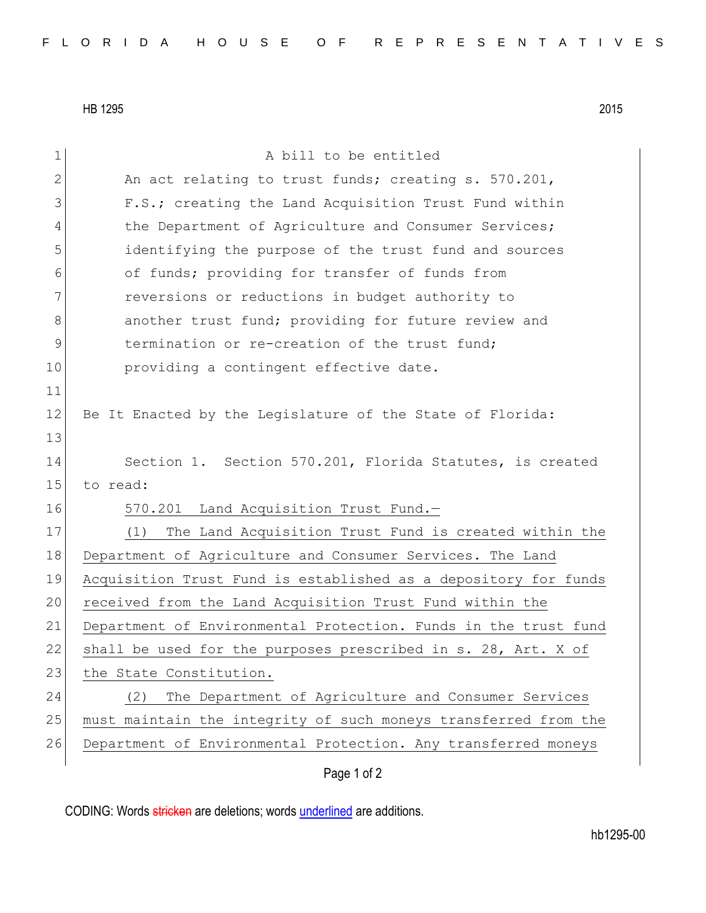HB 1295 2015

A bill to be entitled

An act relating to trust funds; creating s. 570.201, F.S.; creating the Land Acquisition Trust Fund within the Department of Agriculture and Consumer Services; identifying the purpose of the trust fund and sources of funds; providing for transfer of funds from reversions or reductions in budget authority to another trust fund; providing for future review and termination or re-creation of the trust fund; providing a contingent effective date.

Be It Enacted by the Legislature of the State of Florida:

Section 1. Section 570.201, Florida Statutes, is created to read:

570.201 Land Acquisition Trust Fund.—

(1) The Land Acquisition Trust Fund is created within the Department of Agriculture and Consumer Services. The Land Acquisition Trust Fund is established as a depository for funds received from the Land Acquisition Trust Fund within the Department of Environmental Protection. Funds in the trust fund shall be used for the purposes prescribed in s. 28, Art. X of the State Constitution.

(2) The Department of Agriculture and Consumer Services must maintain the integrity of such moneys transferred from the Department of Environmental Protection. Any transferred moneys

CODING: Words stricken are deletions; words underlined are additions.

hb1295-00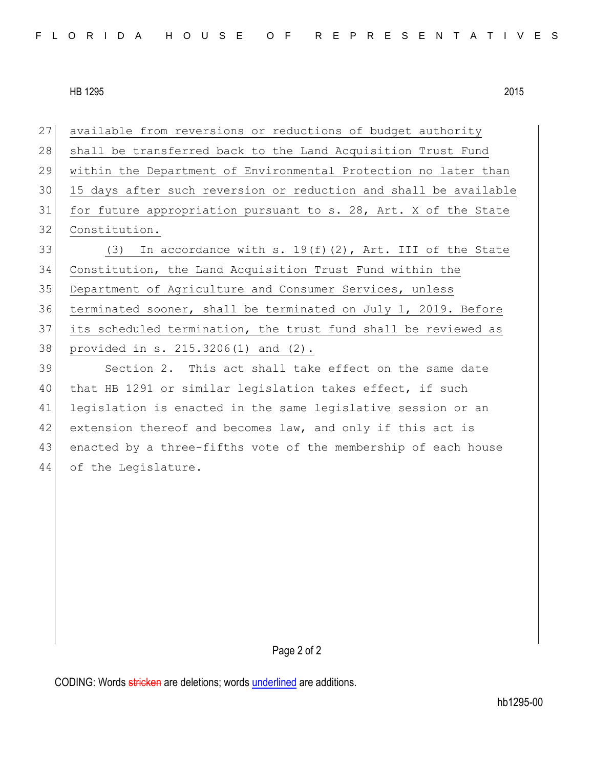available from reversions or reductions of budget authority shall be transferred back to the Land Acquisition Trust Fund within the Department of Environmental Protection no later than 15 days after such reversion or reduction and shall be available for future appropriation pursuant to s. 28, Art. X of the State Constitution.

(3) In accordance with s. 19(f)(2), Art. III of the State Constitution, the Land Acquisition Trust Fund within the Department of Agriculture and Consumer Services, unless terminated sooner, shall be terminated on July 1, 2019. Before its scheduled termination, the trust fund shall be reviewed as provided in s. 215.3206(1) and (2).

Section 2. This act shall take effect on the same date that HB 1291 or similar legislation takes effect, if such legislation is enacted in the same legislative session or an extension thereof and becomes law, and only if this act is enacted by a three-fifths vote of the membership of each house of the Legislature.